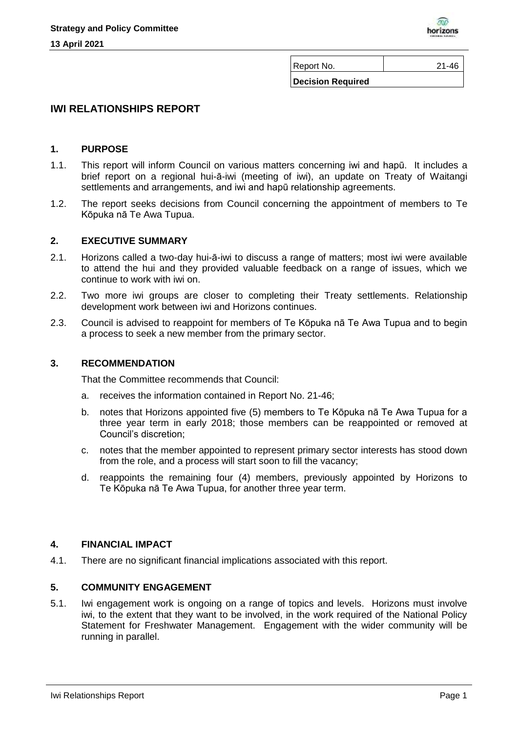| Report No. | 21-46 |
|---|---|
| **Decision Required** | |

# IWI RELATIONSHIPS REPORT

## 1. PURPOSE

1.1. This report will inform Council on various matters concerning iwi and hapū. It includes a brief report on a regional hui-ā-iwi (meeting of iwi), an update on Treaty of Waitangi settlements and arrangements, and iwi and hapū relationship agreements.

1.2. The report seeks decisions from Council concerning the appointment of members to Te Kōpuka nā Te Awa Tupua.

## 2. EXECUTIVE SUMMARY

2.1. Horizons called a two-day hui-ā-iwi to discuss a range of matters; most iwi were available to attend the hui and they provided valuable feedback on a range of issues, which we continue to work with iwi on.

2.2. Two more iwi groups are closer to completing their Treaty settlements. Relationship development work between iwi and Horizons continues.

2.3. Council is advised to reappoint for members of Te Kōpuka nā Te Awa Tupua and to begin a process to seek a new member from the primary sector.

## 3. RECOMMENDATION

That the Committee recommends that Council:

a. receives the information contained in Report No. 21-46;

b. notes that Horizons appointed five (5) members to Te Kōpuka nā Te Awa Tupua for a three year term in early 2018; those members can be reappointed or removed at Council's discretion;

c. notes that the member appointed to represent primary sector interests has stood down from the role, and a process will start soon to fill the vacancy;

d. reappoints the remaining four (4) members, previously appointed by Horizons to Te Kōpuka nā Te Awa Tupua, for another three year term.

## 4. FINANCIAL IMPACT

4.1. There are no significant financial implications associated with this report.

## 5. COMMUNITY ENGAGEMENT

5.1. Iwi engagement work is ongoing on a range of topics and levels. Horizons must involve iwi, to the extent that they want to be involved, in the work required of the National Policy Statement for Freshwater Management. Engagement with the wider community will be running in parallel.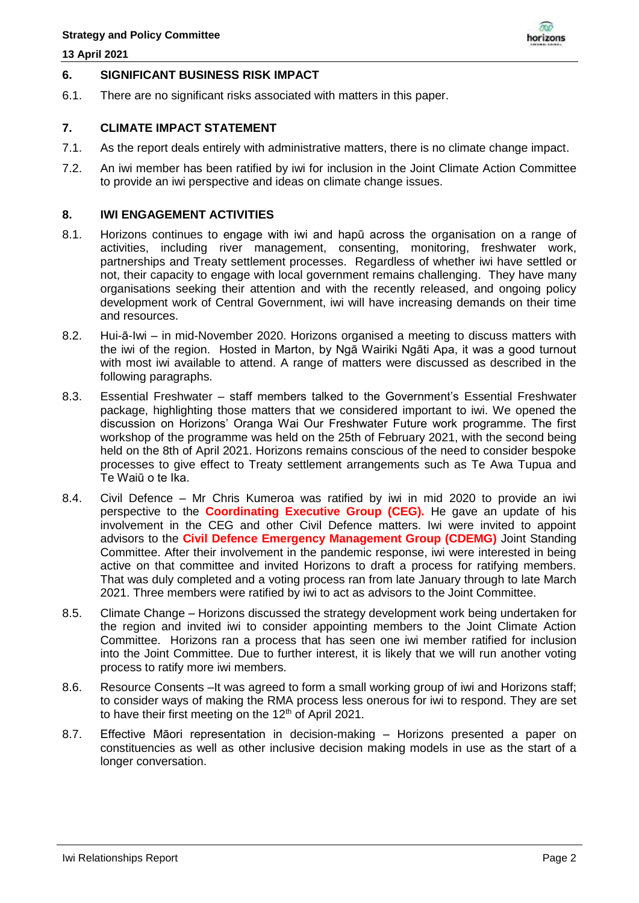## 6. SIGNIFICANT BUSINESS RISK IMPACT

6.1. There are no significant risks associated with matters in this paper.

## 7. CLIMATE IMPACT STATEMENT

7.1. As the report deals entirely with administrative matters, there is no climate change impact.

7.2. An iwi member has been ratified by iwi for inclusion in the Joint Climate Action Committee to provide an iwi perspective and ideas on climate change issues.

## 8. IWI ENGAGEMENT ACTIVITIES

8.1. Horizons continues to engage with iwi and hapū across the organisation on a range of activities, including river management, consenting, monitoring, freshwater work, partnerships and Treaty settlement processes. Regardless of whether iwi have settled or not, their capacity to engage with local government remains challenging. They have many organisations seeking their attention and with the recently released, and ongoing policy development work of Central Government, iwi will have increasing demands on their time and resources.

8.2. Hui-ā-Iwi – in mid-November 2020. Horizons organised a meeting to discuss matters with the iwi of the region. Hosted in Marton, by Ngā Wairiki Ngāti Apa, it was a good turnout with most iwi available to attend. A range of matters were discussed as described in the following paragraphs.

8.3. Essential Freshwater – staff members talked to the Government's Essential Freshwater package, highlighting those matters that we considered important to iwi. We opened the discussion on Horizons' Oranga Wai Our Freshwater Future work programme. The first workshop of the programme was held on the 25th of February 2021, with the second being held on the 8th of April 2021. Horizons remains conscious of the need to consider bespoke processes to give effect to Treaty settlement arrangements such as Te Awa Tupua and Te Waiū o te Ika.

8.4. Civil Defence – Mr Chris Kumeroa was ratified by iwi in mid 2020 to provide an iwi perspective to the **Coordinating Executive Group (CEG).** He gave an update of his involvement in the CEG and other Civil Defence matters. Iwi were invited to appoint advisors to the **Civil Defence Emergency Management Group (CDEMG)** Joint Standing Committee. After their involvement in the pandemic response, iwi were interested in being active on that committee and invited Horizons to draft a process for ratifying members. That was duly completed and a voting process ran from late January through to late March 2021. Three members were ratified by iwi to act as advisors to the Joint Committee.

8.5. Climate Change – Horizons discussed the strategy development work being undertaken for the region and invited iwi to consider appointing members to the Joint Climate Action Committee. Horizons ran a process that has seen one iwi member ratified for inclusion into the Joint Committee. Due to further interest, it is likely that we will run another voting process to ratify more iwi members.

8.6. Resource Consents –It was agreed to form a small working group of iwi and Horizons staff; to consider ways of making the RMA process less onerous for iwi to respond. They are set to have their first meeting on the 12th of April 2021.

8.7. Effective Māori representation in decision-making – Horizons presented a paper on constituencies as well as other inclusive decision making models in use as the start of a longer conversation.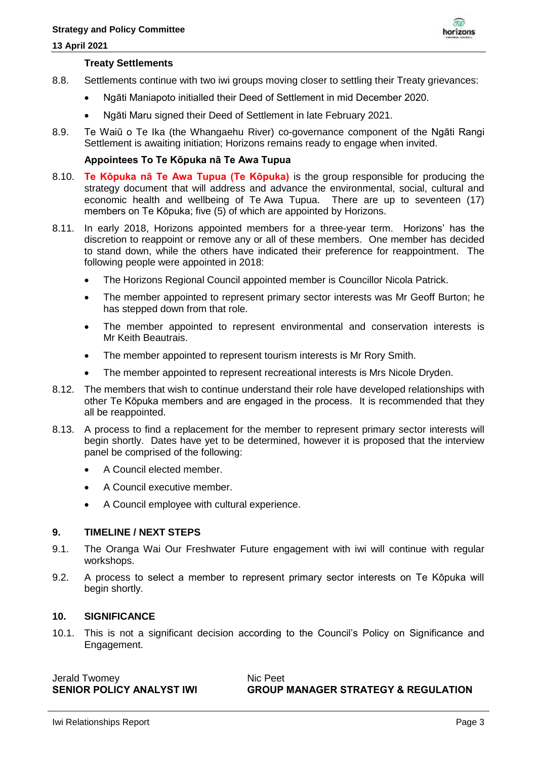**Treaty Settlements**

8.8. Settlements continue with two iwi groups moving closer to settling their Treaty grievances:

- Ngāti Maniapoto initialled their Deed of Settlement in mid December 2020.
- Ngāti Maru signed their Deed of Settlement in late February 2021.

8.9. Te Waiū o Te Ika (the Whangaehu River) co-governance component of the Ngāti Rangi Settlement is awaiting initiation; Horizons remains ready to engage when invited.

**Appointees To Te Kōpuka nā Te Awa Tupua**

8.10. **Te Kōpuka nā Te Awa Tupua (Te Kōpuka)** is the group responsible for producing the strategy document that will address and advance the environmental, social, cultural and economic health and wellbeing of Te Awa Tupua. There are up to seventeen (17) members on Te Kōpuka; five (5) of which are appointed by Horizons.

8.11. In early 2018, Horizons appointed members for a three-year term. Horizons' has the discretion to reappoint or remove any or all of these members. One member has decided to stand down, while the others have indicated their preference for reappointment. The following people were appointed in 2018:

- The Horizons Regional Council appointed member is Councillor Nicola Patrick.
- The member appointed to represent primary sector interests was Mr Geoff Burton; he has stepped down from that role.
- The member appointed to represent environmental and conservation interests is Mr Keith Beautrais.
- The member appointed to represent tourism interests is Mr Rory Smith.
- The member appointed to represent recreational interests is Mrs Nicole Dryden.

8.12. The members that wish to continue understand their role have developed relationships with other Te Kōpuka members and are engaged in the process. It is recommended that they all be reappointed.

8.13. A process to find a replacement for the member to represent primary sector interests will begin shortly. Dates have yet to be determined, however it is proposed that the interview panel be comprised of the following:

- A Council elected member.
- A Council executive member.
- A Council employee with cultural experience.

## 9. TIMELINE / NEXT STEPS

9.1. The Oranga Wai Our Freshwater Future engagement with iwi will continue with regular workshops.

9.2. A process to select a member to represent primary sector interests on Te Kōpuka will begin shortly.

## 10. SIGNIFICANCE

10.1. This is not a significant decision according to the Council's Policy on Significance and Engagement.

| Jerald Twomey | Nic Peet |
|---|---|
| **SENIOR POLICY ANALYST IWI** | **GROUP MANAGER STRATEGY & REGULATION** |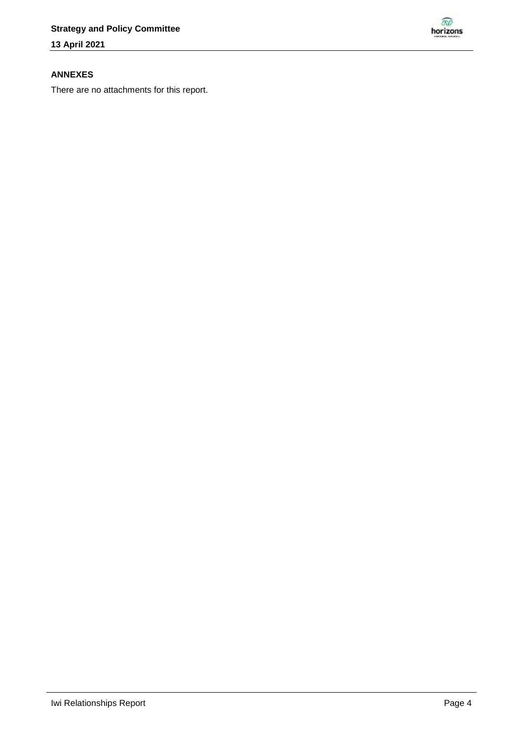## ANNEXES

There are no attachments for this report.